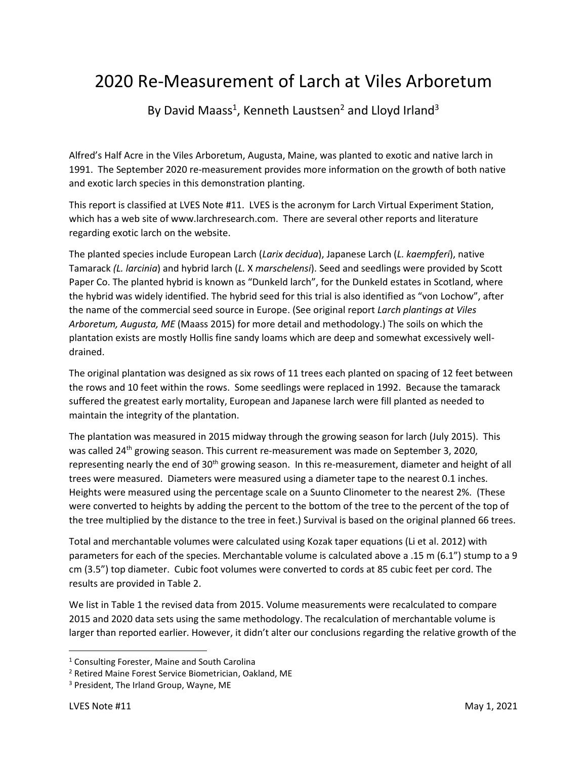# 2020 Re-Measurement of Larch at Viles Arboretum

By David Maass[1], Kenneth Laustsen[2] and Lloyd Irland[3]

Alfred's Half Acre in the Viles Arboretum, Augusta, Maine, was planted to exotic and native larch in 1991. The September 2020 re-measurement provides more information on the growth of both native and exotic larch species in this demonstration planting.

This report is classified at LVES Note #11. LVES is the acronym for Larch Virtual Experiment Station, which has a web site of www.larchresearch.com. There are several other reports and literature regarding exotic larch on the website.

The planted species include European Larch (*Larix decidua*), Japanese Larch (*L. kaempferi*), native Tamarack *(L. larcinia*) and hybrid larch (*L.* X *marschelensi*). Seed and seedlings were provided by Scott Paper Co. The planted hybrid is known as "Dunkeld larch", for the Dunkeld estates in Scotland, where the hybrid was widely identified. The hybrid seed for this trial is also identified as "von Lochow", after the name of the commercial seed source in Europe. (See original report *Larch plantings at Viles Arboretum, Augusta, ME* (Maass 2015) for more detail and methodology.) The soils on which the plantation exists are mostly Hollis fine sandy loams which are deep and somewhat excessively well-drained.

The original plantation was designed as six rows of 11 trees each planted on spacing of 12 feet between the rows and 10 feet within the rows. Some seedlings were replaced in 1992. Because the tamarack suffered the greatest early mortality, European and Japanese larch were fill planted as needed to maintain the integrity of the plantation.

The plantation was measured in 2015 midway through the growing season for larch (July 2015). This was called 24$^{th}$ growing season. This current re-measurement was made on September 3, 2020, representing nearly the end of 30$^{th}$ growing season. In this re-measurement, diameter and height of all trees were measured. Diameters were measured using a diameter tape to the nearest 0.1 inches. Heights were measured using the percentage scale on a Suunto Clinometer to the nearest 2%. (These were converted to heights by adding the percent to the bottom of the tree to the percent of the top of the tree multiplied by the distance to the tree in feet.) Survival is based on the original planned 66 trees.

Total and merchantable volumes were calculated using Kozak taper equations (Li et al. 2012) with parameters for each of the species. Merchantable volume is calculated above a .15 m (6.1") stump to a 9 cm (3.5") top diameter. Cubic foot volumes were converted to cords at 85 cubic feet per cord. The results are provided in Table 2.

We list in Table 1 the revised data from 2015. Volume measurements were recalculated to compare 2015 and 2020 data sets using the same methodology. The recalculation of merchantable volume is larger than reported earlier. However, it didn't alter our conclusions regarding the relative growth of the

---

[1] Consulting Forester, Maine and South Carolina

[2] Retired Maine Forest Service Biometrician, Oakland, ME

[3] President, The Irland Group, Wayne, ME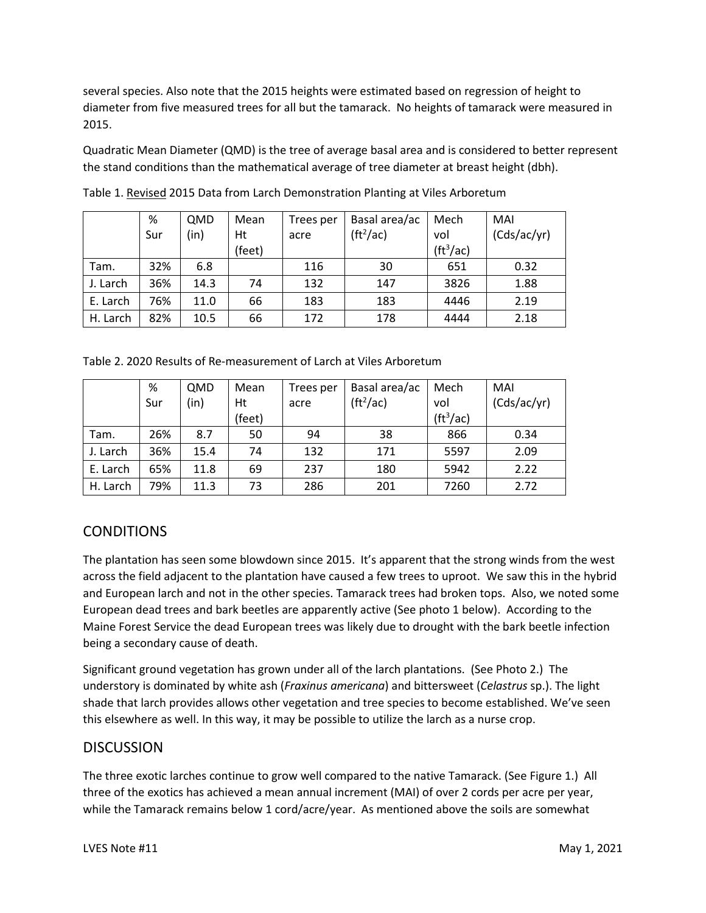several species. Also note that the 2015 heights were estimated based on regression of height to diameter from five measured trees for all but the tamarack. No heights of tamarack were measured in 2015.

Quadratic Mean Diameter (QMD) is the tree of average basal area and is considered to better represent the stand conditions than the mathematical average of tree diameter at breast height (dbh).

Table 1. Revised 2015 Data from Larch Demonstration Planting at Viles Arboretum

| | % Sur | QMD (in) | Mean Ht (feet) | Trees per acre | Basal area/ac ($ft^2$/ac) | Mech vol ($ft^3$/ac) | MAI (Cds/ac/yr) |
|---|---|---|---|---|---|---|---|
| Tam. | 32% | 6.8 | | 116 | 30 | 651 | 0.32 |
| J. Larch | 36% | 14.3 | 74 | 132 | 147 | 3826 | 1.88 |
| E. Larch | 76% | 11.0 | 66 | 183 | 183 | 4446 | 2.19 |
| H. Larch | 82% | 10.5 | 66 | 172 | 178 | 4444 | 2.18 |

Table 2. 2020 Results of Re-measurement of Larch at Viles Arboretum

| | % Sur | QMD (in) | Mean Ht (feet) | Trees per acre | Basal area/ac ($ft^2$/ac) | Mech vol ($ft^3$/ac) | MAI (Cds/ac/yr) |
|---|---|---|---|---|---|---|---|
| Tam. | 26% | 8.7 | 50 | 94 | 38 | 866 | 0.34 |
| J. Larch | 36% | 15.4 | 74 | 132 | 171 | 5597 | 2.09 |
| E. Larch | 65% | 11.8 | 69 | 237 | 180 | 5942 | 2.22 |
| H. Larch | 79% | 11.3 | 73 | 286 | 201 | 7260 | 2.72 |

## CONDITIONS

The plantation has seen some blowdown since 2015. It's apparent that the strong winds from the west across the field adjacent to the plantation have caused a few trees to uproot. We saw this in the hybrid and European larch and not in the other species. Tamarack trees had broken tops. Also, we noted some European dead trees and bark beetles are apparently active (See photo 1 below). According to the Maine Forest Service the dead European trees was likely due to drought with the bark beetle infection being a secondary cause of death.

Significant ground vegetation has grown under all of the larch plantations. (See Photo 2.) The understory is dominated by white ash (*Fraxinus americana*) and bittersweet (*Celastrus* sp.). The light shade that larch provides allows other vegetation and tree species to become established. We've seen this elsewhere as well. In this way, it may be possible to utilize the larch as a nurse crop.

## DISCUSSION

The three exotic larches continue to grow well compared to the native Tamarack. (See Figure 1.) All three of the exotics has achieved a mean annual increment (MAI) of over 2 cords per acre per year, while the Tamarack remains below 1 cord/acre/year. As mentioned above the soils are somewhat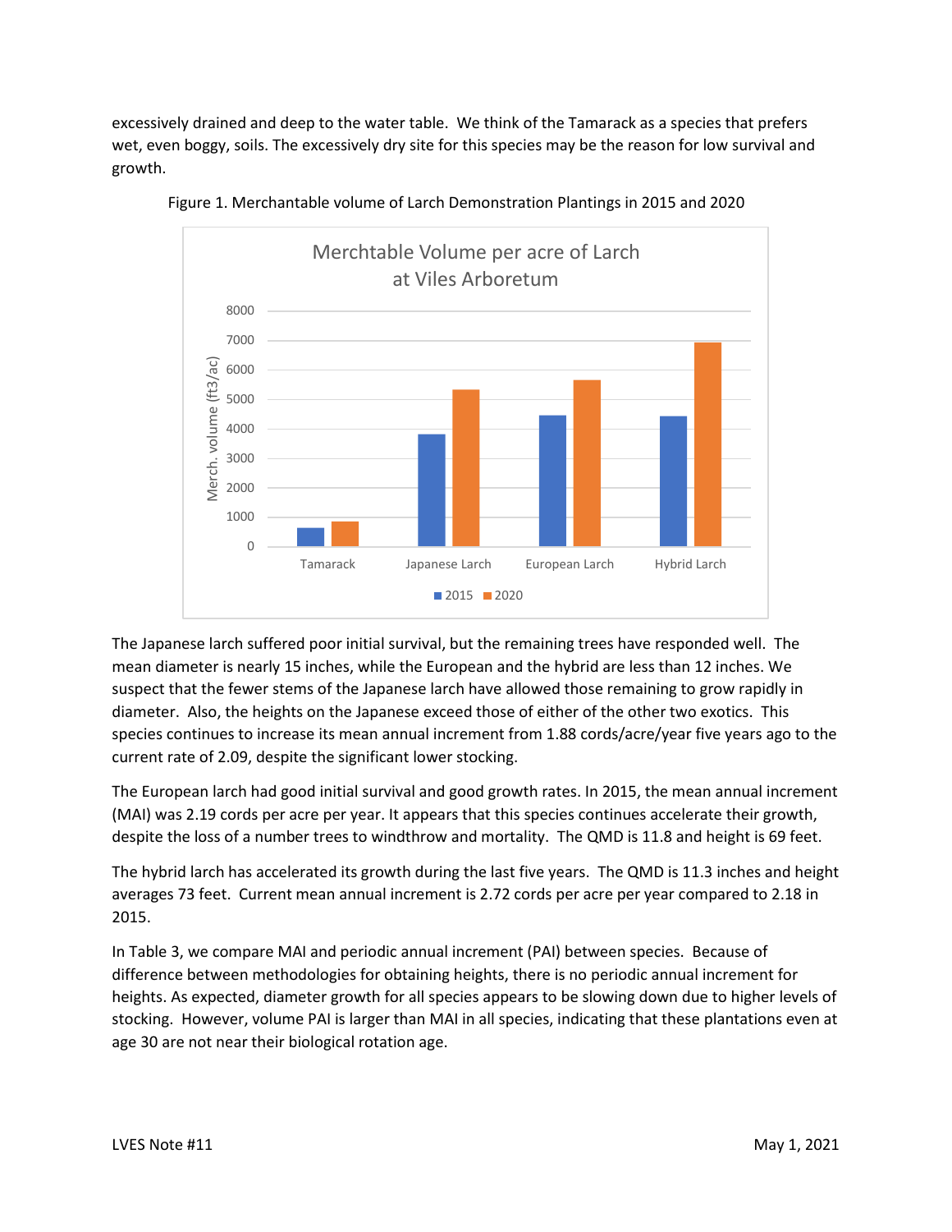excessively drained and deep to the water table. We think of the Tamarack as a species that prefers wet, even boggy, soils. The excessively dry site for this species may be the reason for low survival and growth.

Figure 1. Merchantable volume of Larch Demonstration Plantings in 2015 and 2020

The Japanese larch suffered poor initial survival, but the remaining trees have responded well. The mean diameter is nearly 15 inches, while the European and the hybrid are less than 12 inches. We suspect that the fewer stems of the Japanese larch have allowed those remaining to grow rapidly in diameter. Also, the heights on the Japanese exceed those of either of the other two exotics. This species continues to increase its mean annual increment from 1.88 cords/acre/year five years ago to the current rate of 2.09, despite the significant lower stocking.

The European larch had good initial survival and good growth rates. In 2015, the mean annual increment (MAI) was 2.19 cords per acre per year. It appears that this species continues accelerate their growth, despite the loss of a number trees to windthrow and mortality. The QMD is 11.8 and height is 69 feet.

The hybrid larch has accelerated its growth during the last five years. The QMD is 11.3 inches and height averages 73 feet. Current mean annual increment is 2.72 cords per acre per year compared to 2.18 in 2015.

In Table 3, we compare MAI and periodic annual increment (PAI) between species. Because of difference between methodologies for obtaining heights, there is no periodic annual increment for heights. As expected, diameter growth for all species appears to be slowing down due to higher levels of stocking. However, volume PAI is larger than MAI in all species, indicating that these plantations even at age 30 are not near their biological rotation age.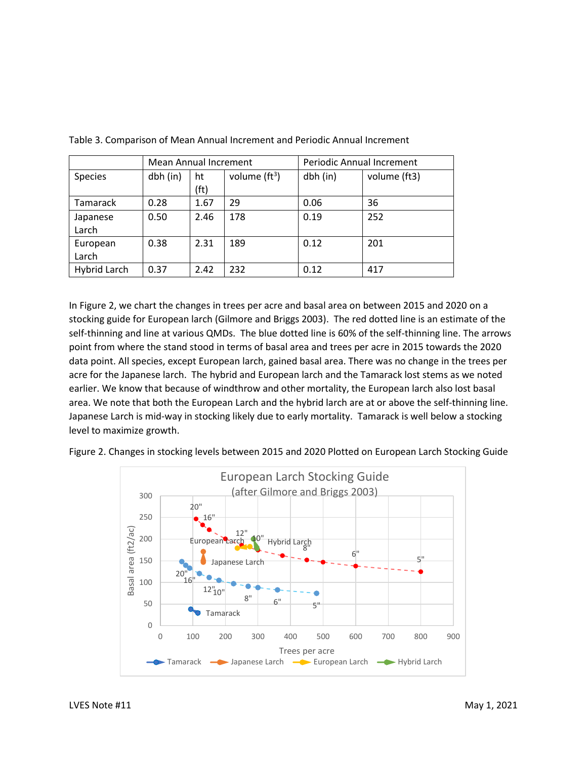Table 3. Comparison of Mean Annual Increment and Periodic Annual Increment

| | Mean Annual Increment | | | Periodic Annual Increment | |
|---|---|---|---|---|---|
| Species | dbh (in) | ht (ft) | volume ($ft^3$) | dbh (in) | volume (ft3) |
| Tamarack | 0.28 | 1.67 | 29 | 0.06 | 36 |
| Japanese Larch | 0.50 | 2.46 | 178 | 0.19 | 252 |
| European Larch | 0.38 | 2.31 | 189 | 0.12 | 201 |
| Hybrid Larch | 0.37 | 2.42 | 232 | 0.12 | 417 |

In Figure 2, we chart the changes in trees per acre and basal area on between 2015 and 2020 on a stocking guide for European larch (Gilmore and Briggs 2003). The red dotted line is an estimate of the self-thinning and line at various QMDs. The blue dotted line is 60% of the self-thinning line. The arrows point from where the stand stood in terms of basal area and trees per acre in 2015 towards the 2020 data point. All species, except European larch, gained basal area. There was no change in the trees per acre for the Japanese larch. The hybrid and European larch and the Tamarack lost stems as we noted earlier. We know that because of windthrow and other mortality, the European larch also lost basal area. We note that both the European Larch and the hybrid larch are at or above the self-thinning line. Japanese Larch is mid-way in stocking likely due to early mortality. Tamarack is well below a stocking level to maximize growth.

Figure 2. Changes in stocking levels between 2015 and 2020 Plotted on European Larch Stocking Guide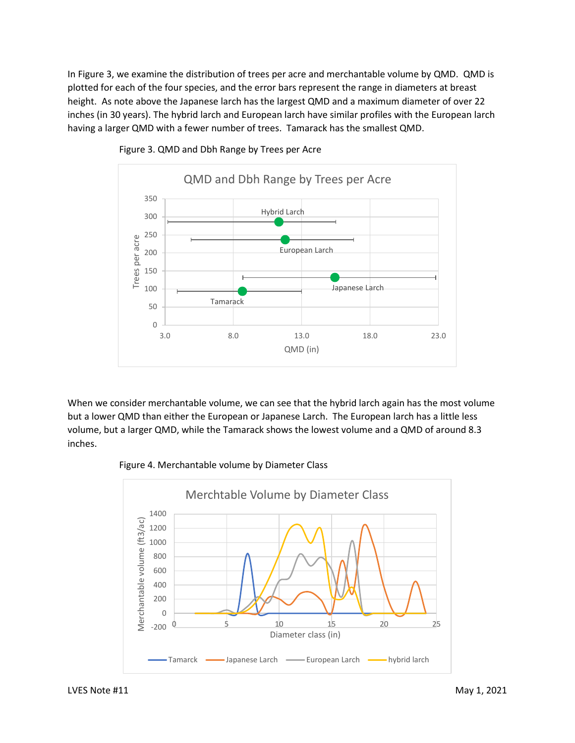In Figure 3, we examine the distribution of trees per acre and merchantable volume by QMD. QMD is plotted for each of the four species, and the error bars represent the range in diameters at breast height. As note above the Japanese larch has the largest QMD and a maximum diameter of over 22 inches (in 30 years). The hybrid larch and European larch have similar profiles with the European larch having a larger QMD with a fewer number of trees. Tamarack has the smallest QMD.

Figure 3. QMD and Dbh Range by Trees per Acre

When we consider merchantable volume, we can see that the hybrid larch again has the most volume but a lower QMD than either the European or Japanese Larch. The European larch has a little less volume, but a larger QMD, while the Tamarack shows the lowest volume and a QMD of around 8.3 inches.

Figure 4. Merchantable volume by Diameter Class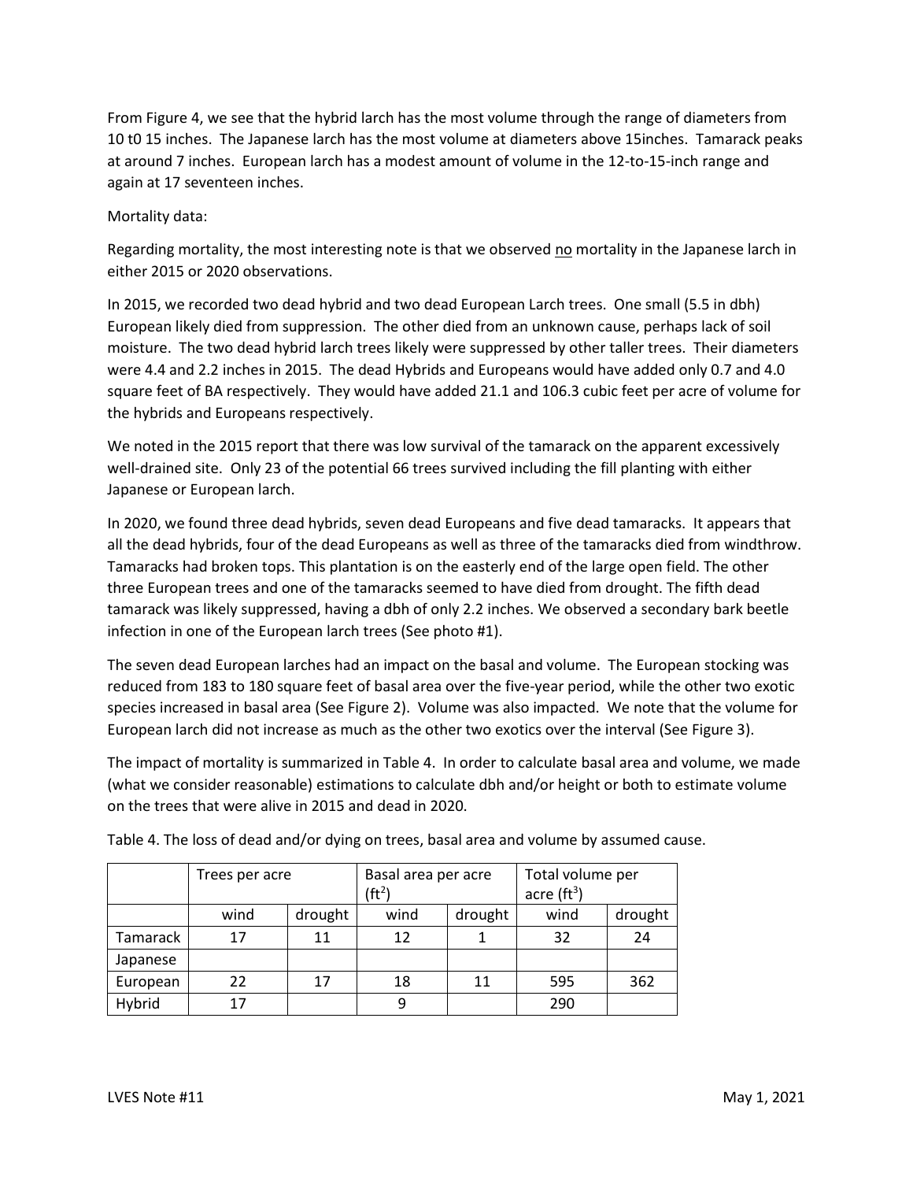From Figure 4, we see that the hybrid larch has the most volume through the range of diameters from 10 t0 15 inches. The Japanese larch has the most volume at diameters above 15inches. Tamarack peaks at around 7 inches. European larch has a modest amount of volume in the 12-to-15-inch range and again at 17 seventeen inches.

Mortality data:

Regarding mortality, the most interesting note is that we observed no mortality in the Japanese larch in either 2015 or 2020 observations.

In 2015, we recorded two dead hybrid and two dead European Larch trees. One small (5.5 in dbh) European likely died from suppression. The other died from an unknown cause, perhaps lack of soil moisture. The two dead hybrid larch trees likely were suppressed by other taller trees. Their diameters were 4.4 and 2.2 inches in 2015. The dead Hybrids and Europeans would have added only 0.7 and 4.0 square feet of BA respectively. They would have added 21.1 and 106.3 cubic feet per acre of volume for the hybrids and Europeans respectively.

We noted in the 2015 report that there was low survival of the tamarack on the apparent excessively well-drained site. Only 23 of the potential 66 trees survived including the fill planting with either Japanese or European larch.

In 2020, we found three dead hybrids, seven dead Europeans and five dead tamaracks. It appears that all the dead hybrids, four of the dead Europeans as well as three of the tamaracks died from windthrow. Tamaracks had broken tops. This plantation is on the easterly end of the large open field. The other three European trees and one of the tamaracks seemed to have died from drought. The fifth dead tamarack was likely suppressed, having a dbh of only 2.2 inches. We observed a secondary bark beetle infection in one of the European larch trees (See photo #1).

The seven dead European larches had an impact on the basal and volume. The European stocking was reduced from 183 to 180 square feet of basal area over the five-year period, while the other two exotic species increased in basal area (See Figure 2). Volume was also impacted. We note that the volume for European larch did not increase as much as the other two exotics over the interval (See Figure 3).

The impact of mortality is summarized in Table 4. In order to calculate basal area and volume, we made (what we consider reasonable) estimations to calculate dbh and/or height or both to estimate volume on the trees that were alive in 2015 and dead in 2020.

Table 4. The loss of dead and/or dying on trees, basal area and volume by assumed cause.

| | Trees per acre | | Basal area per acre ($ft^2$) | | Total volume per acre ($ft^3$) | |
|---|---|---|---|---|---|---|
| | wind | drought | wind | drought | wind | drought |
| Tamarack | 17 | 11 | 12 | 1 | 32 | 24 |
| Japanese | | | | | | |
| European | 22 | 17 | 18 | 11 | 595 | 362 |
| Hybrid | 17 | | 9 | | 290 | |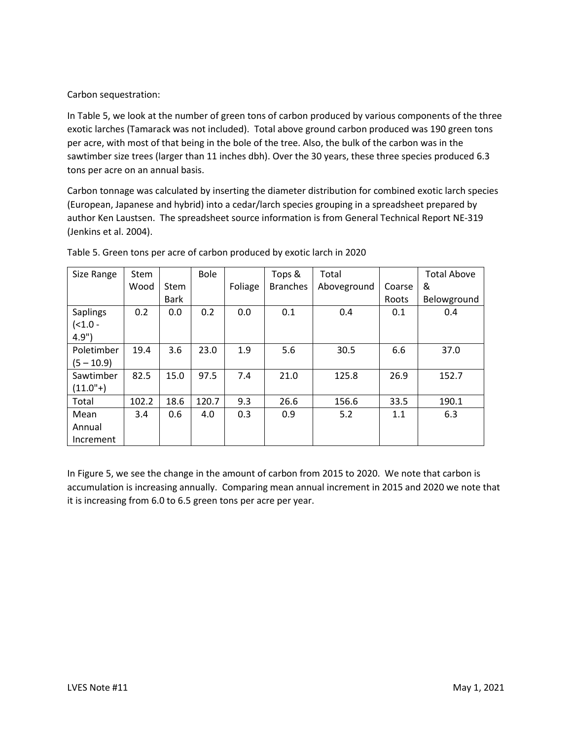Carbon sequestration:

In Table 5, we look at the number of green tons of carbon produced by various components of the three exotic larches (Tamarack was not included). Total above ground carbon produced was 190 green tons per acre, with most of that being in the bole of the tree. Also, the bulk of the carbon was in the sawtimber size trees (larger than 11 inches dbh). Over the 30 years, these three species produced 6.3 tons per acre on an annual basis.

Carbon tonnage was calculated by inserting the diameter distribution for combined exotic larch species (European, Japanese and hybrid) into a cedar/larch species grouping in a spreadsheet prepared by author Ken Laustsen. The spreadsheet source information is from General Technical Report NE-319 (Jenkins et al. 2004).

Table 5. Green tons per acre of carbon produced by exotic larch in 2020

| Size Range | Stem Wood | Stem Bark | Bole | Foliage | Tops & Branches | Total Aboveground | Coarse Roots | Total Above & Belowground |
|---|---|---|---|---|---|---|---|---|
| Saplings (<1.0 - 4.9") | 0.2 | 0.0 | 0.2 | 0.0 | 0.1 | 0.4 | 0.1 | 0.4 |
| Poletimber (5 – 10.9) | 19.4 | 3.6 | 23.0 | 1.9 | 5.6 | 30.5 | 6.6 | 37.0 |
| Sawtimber (11.0"+) | 82.5 | 15.0 | 97.5 | 7.4 | 21.0 | 125.8 | 26.9 | 152.7 |
| Total | 102.2 | 18.6 | 120.7 | 9.3 | 26.6 | 156.6 | 33.5 | 190.1 |
| Mean Annual Increment | 3.4 | 0.6 | 4.0 | 0.3 | 0.9 | 5.2 | 1.1 | 6.3 |

In Figure 5, we see the change in the amount of carbon from 2015 to 2020. We note that carbon is accumulation is increasing annually. Comparing mean annual increment in 2015 and 2020 we note that it is increasing from 6.0 to 6.5 green tons per acre per year.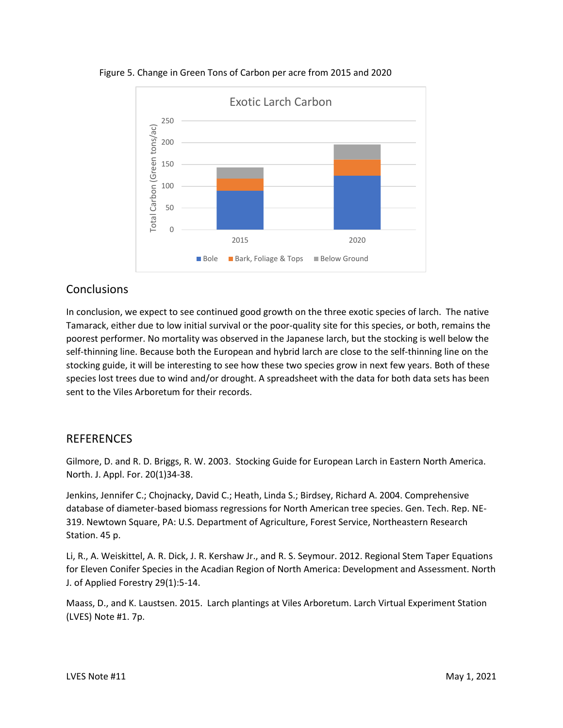Figure 5. Change in Green Tons of Carbon per acre from 2015 and 2020

## Conclusions

In conclusion, we expect to see continued good growth on the three exotic species of larch. The native Tamarack, either due to low initial survival or the poor-quality site for this species, or both, remains the poorest performer. No mortality was observed in the Japanese larch, but the stocking is well below the self-thinning line. Because both the European and hybrid larch are close to the self-thinning line on the stocking guide, it will be interesting to see how these two species grow in next few years. Both of these species lost trees due to wind and/or drought. A spreadsheet with the data for both data sets has been sent to the Viles Arboretum for their records.

## REFERENCES

Gilmore, D. and R. D. Briggs, R. W. 2003. Stocking Guide for European Larch in Eastern North America. North. J. Appl. For. 20(1)34-38.

Jenkins, Jennifer C.; Chojnacky, David C.; Heath, Linda S.; Birdsey, Richard A. 2004. Comprehensive database of diameter-based biomass regressions for North American tree species. Gen. Tech. Rep. NE-319. Newtown Square, PA: U.S. Department of Agriculture, Forest Service, Northeastern Research Station. 45 p.

Li, R., A. Weiskittel, A. R. Dick, J. R. Kershaw Jr., and R. S. Seymour. 2012. Regional Stem Taper Equations for Eleven Conifer Species in the Acadian Region of North America: Development and Assessment. North J. of Applied Forestry 29(1):5-14.

Maass, D., and K. Laustsen. 2015. Larch plantings at Viles Arboretum. Larch Virtual Experiment Station (LVES) Note #1. 7p.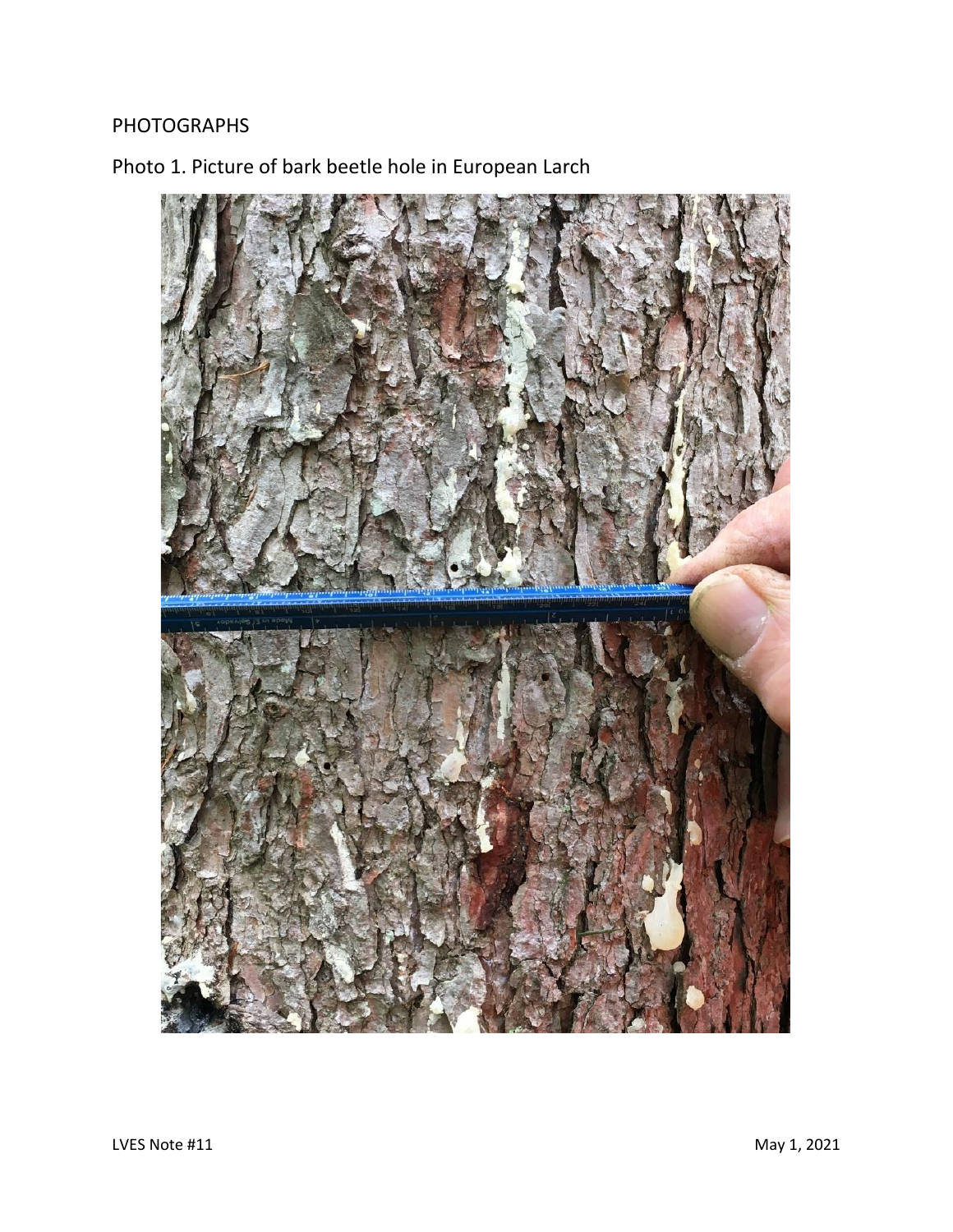PHOTOGRAPHS

Photo 1. Picture of bark beetle hole in European Larch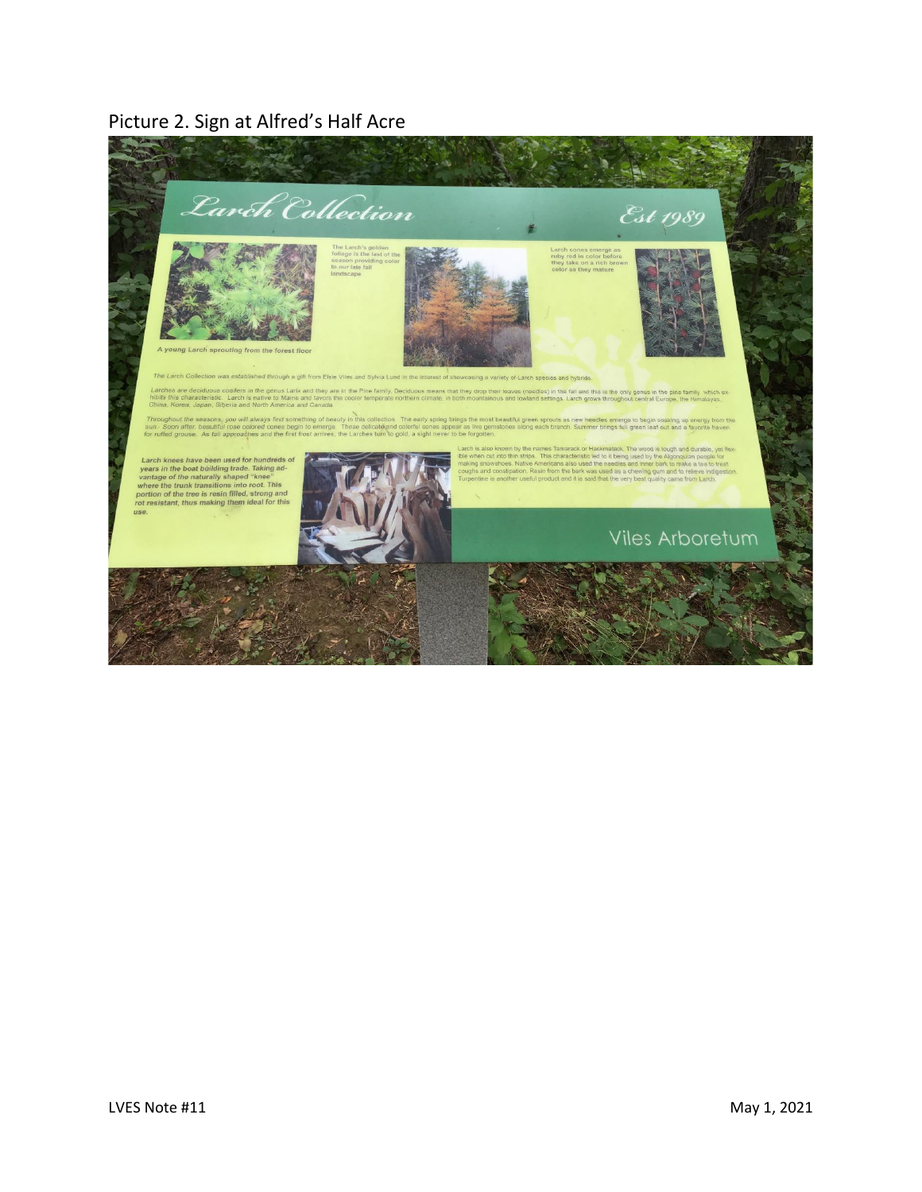Picture 2. Sign at Alfred's Half Acre